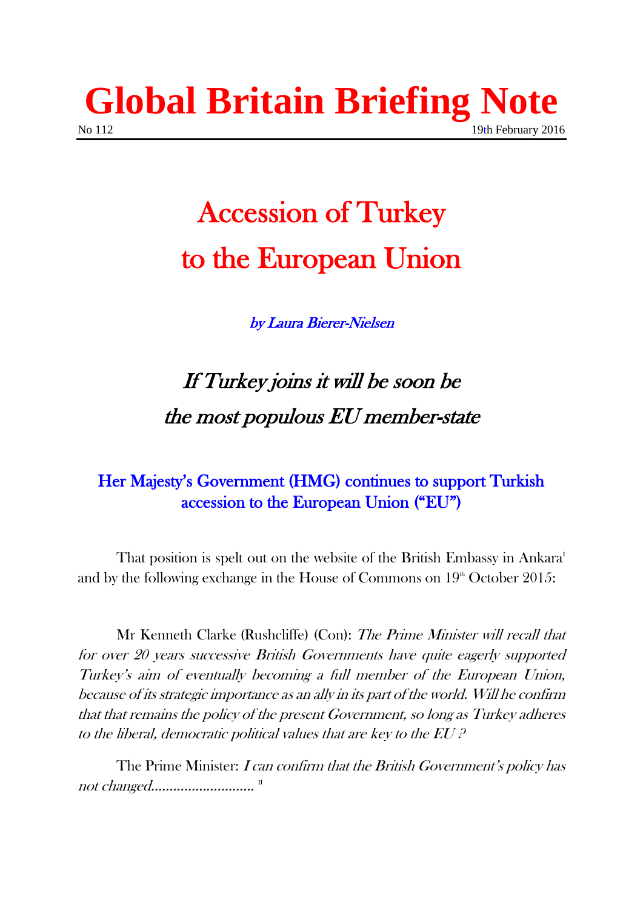# Global Britain Briefing Note

No 112 19th February 2016

## Accession of Turkey to the European Union

*by Laura Bierer-Nielsen*

### *If Turkey joins it will be soon be the most populous EU member-state*

### Her Majesty's Government (HMG) continues to support Turkish accession to the European Union ("EU")

That position is spelt out on the website of the British Embassy in Ankara[I] and by the following exchange in the House of Commons on 19th October 2015:

Mr Kenneth Clarke (Rushcliffe) (Con): *The Prime Minister will recall that for over 20 years successive British Governments have quite eagerly supported Turkey's aim of eventually becoming a full member of the European Union, because of its strategic importance as an ally in its part of the world. Will he confirm that that remains the policy of the present Government, so long as Turkey adheres to the liberal, democratic political values that are key to the EU ?*

The Prime Minister: *I can confirm that the British Government's policy has not changed............................* [II]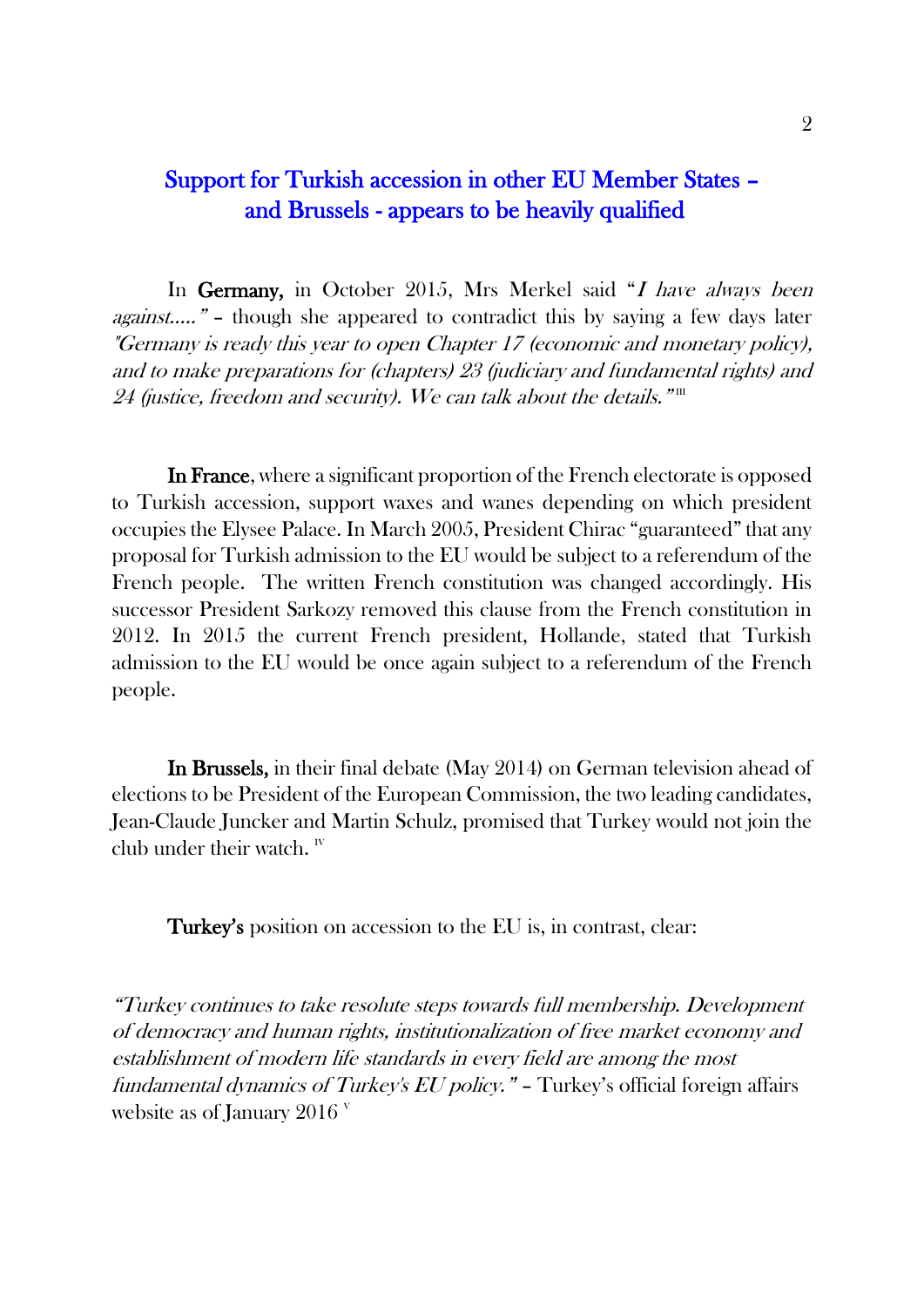## Support for Turkish accession in other EU Member States – and Brussels - appears to be heavily qualified

In **Germany,** in October 2015, Mrs Merkel said "*I have always been against….."* – though she appeared to contradict this by saying a few days later *"Germany is ready this year to open Chapter 17 (economic and monetary policy), and to make preparations for (chapters) 23 (judiciary and fundamental rights) and 24 (justice, freedom and security). We can talk about the details."* [III]

**In France**, where a significant proportion of the French electorate is opposed to Turkish accession, support waxes and wanes depending on which president occupies the Elysee Palace. In March 2005, President Chirac "guaranteed" that any proposal for Turkish admission to the EU would be subject to a referendum of the French people. The written French constitution was changed accordingly. His successor President Sarkozy removed this clause from the French constitution in 2012. In 2015 the current French president, Hollande, stated that Turkish admission to the EU would be once again subject to a referendum of the French people.

**In Brussels,** in their final debate (May 2014) on German television ahead of elections to be President of the European Commission, the two leading candidates, Jean-Claude Juncker and Martin Schulz, promised that Turkey would not join the club under their watch. [IV]

**Turkey's** position on accession to the EU is, in contrast, clear:

*"Turkey continues to take resolute steps towards full membership. Development of democracy and human rights, institutionalization of free market economy and establishment of modern life standards in every field are among the most fundamental dynamics of Turkey's EU policy."* – Turkey's official foreign affairs website as of January 2016 [V]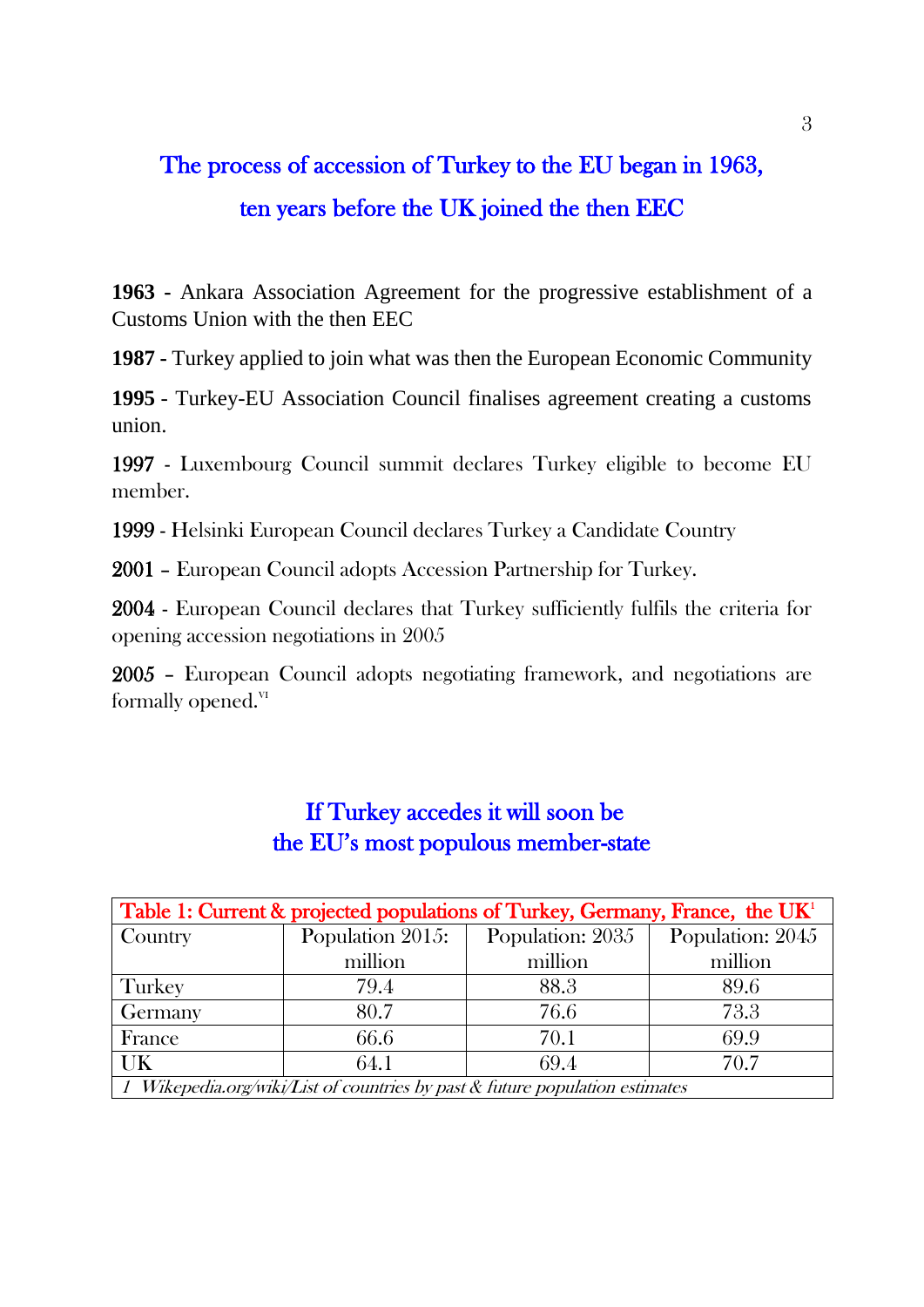## The process of accession of Turkey to the EU began in 1963, ten years before the UK joined the then EEC

**1963 -** Ankara Association Agreement for the progressive establishment of a Customs Union with the then EEC

**1987 -** Turkey applied to join what was then the European Economic Community

**1995** - Turkey-EU Association Council finalises agreement creating a customs union.

**1997** - Luxembourg Council summit declares Turkey eligible to become EU member.

**1999** - Helsinki European Council declares Turkey a Candidate Country

**2001** – European Council adopts Accession Partnership for Turkey.

**2004** - European Council declares that Turkey sufficiently fulfils the criteria for opening accession negotiations in 2005

**2005** – European Council adopts negotiating framework, and negotiations are formally opened.[vi]

## If Turkey accedes it will soon be the EU's most populous member-state

| Table 1: Current & projected populations of Turkey, Germany, France, the UK[1] | | | |
|---|---|---|---|
| Country | Population 2015: million | Population: 2035 million | Population: 2045 million |
| Turkey | 79.4 | 88.3 | 89.6 |
| Germany | 80.7 | 76.6 | 73.3 |
| France | 66.6 | 70.1 | 69.9 |
| UK | 64.1 | 69.4 | 70.7 |
| *1 Wikepedia.org/wiki/List of countries by past & future population estimates* | | | |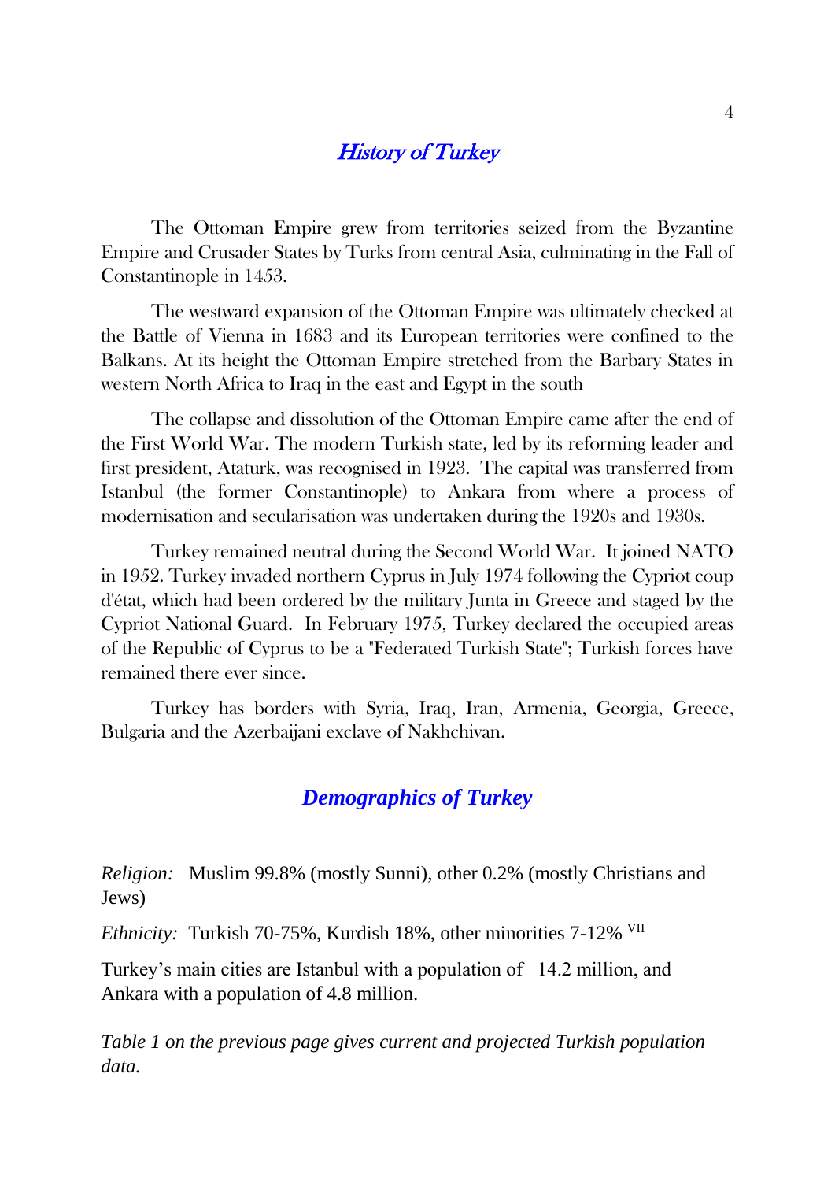## *History of Turkey*

The Ottoman Empire grew from territories seized from the Byzantine Empire and Crusader States by Turks from central Asia, culminating in the Fall of Constantinople in 1453.

The westward expansion of the Ottoman Empire was ultimately checked at the Battle of Vienna in 1683 and its European territories were confined to the Balkans. At its height the Ottoman Empire stretched from the Barbary States in western North Africa to Iraq in the east and Egypt in the south

The collapse and dissolution of the Ottoman Empire came after the end of the First World War. The modern Turkish state, led by its reforming leader and first president, Ataturk, was recognised in 1923. The capital was transferred from Istanbul (the former Constantinople) to Ankara from where a process of modernisation and secularisation was undertaken during the 1920s and 1930s.

Turkey remained neutral during the Second World War. It joined NATO in 1952. Turkey invaded northern Cyprus in July 1974 following the Cypriot coup d'état, which had been ordered by the military Junta in Greece and staged by the Cypriot National Guard. In February 1975, Turkey declared the occupied areas of the Republic of Cyprus to be a "Federated Turkish State"; Turkish forces have remained there ever since.

Turkey has borders with Syria, Iraq, Iran, Armenia, Georgia, Greece, Bulgaria and the Azerbaijani exclave of Nakhchivan.

## *Demographics of Turkey*

*Religion:* Muslim 99.8% (mostly Sunni), other 0.2% (mostly Christians and Jews)

*Ethnicity:* Turkish 70-75%, Kurdish 18%, other minorities 7-12% [VII]

Turkey's main cities are Istanbul with a population of 14.2 million, and Ankara with a population of 4.8 million.

*Table 1 on the previous page gives current and projected Turkish population data.*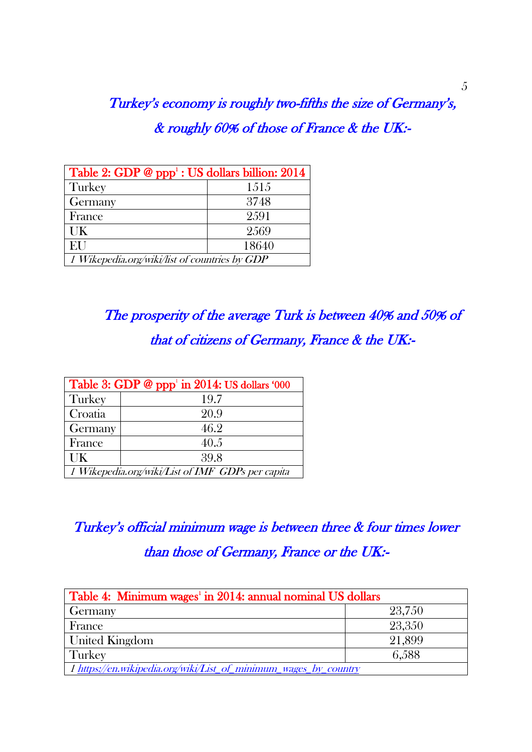*Turkey's economy is roughly two-fifths the size of Germany's, & roughly 60% of those of France & the UK:-*

| Table 2: GDP @ ppp[1] : US dollars billion: 2014 | |
|---|---|
| Turkey | 1515 |
| Germany | 3748 |
| France | 2591 |
| UK | 2569 |
| EU | 18640 |
| *1 Wikepedia.org/wiki/list of countries by GDP* | |

*The prosperity of the average Turk is between 40% and 50% of that of citizens of Germany, France & the UK:-*

| Table 3: GDP @ ppp[1] in 2014: US dollars '000 | |
|---|---|
| Turkey | 19.7 |
| Croatia | 20.9 |
| Germany | 46.2 |
| France | 40.5 |
| UK | 39.8 |
| *1 Wikepedia.org/wiki/List of IMF GDPs per capita* | |

*Turkey's official minimum wage is between three & four times lower than those of Germany, France or the UK:-*

| Table 4: Minimum wages[1] in 2014: annual nominal US dollars | |
|---|---|
| Germany | 23,750 |
| France | 23,350 |
| United Kingdom | 21,899 |
| Turkey | 6,588 |
| *1 https://en.wikipedia.org/wiki/List_of_minimum_wages_by_country* | |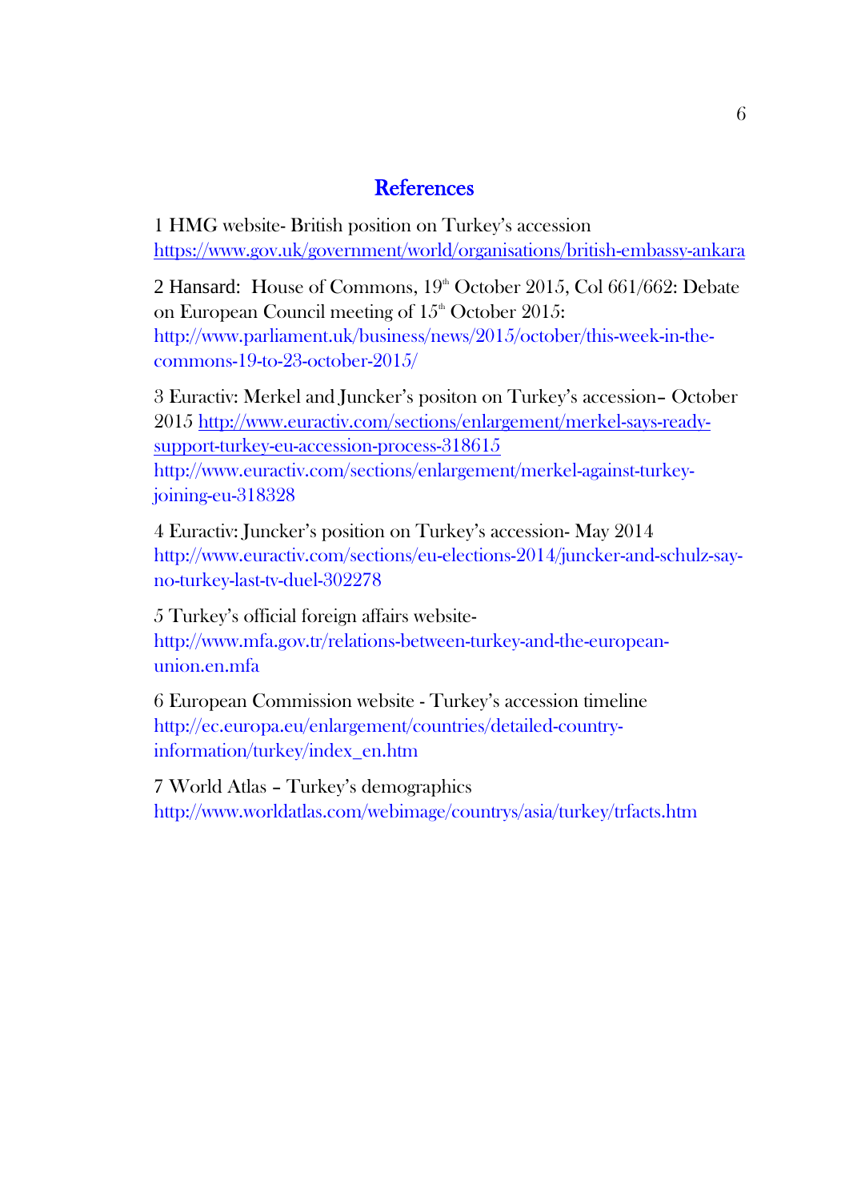## References

1 HMG website- British position on Turkey's accession https://www.gov.uk/government/world/organisations/british-embassy-ankara

2 Hansard: House of Commons, 19th October 2015, Col 661/662: Debate on European Council meeting of 15th October 2015: http://www.parliament.uk/business/news/2015/october/this-week-in-the-commons-19-to-23-october-2015/

3 Euractiv: Merkel and Juncker's positon on Turkey's accession– October 2015 http://www.euractiv.com/sections/enlargement/merkel-says-ready-support-turkey-eu-accession-process-318615 http://www.euractiv.com/sections/enlargement/merkel-against-turkey-joining-eu-318328

4 Euractiv: Juncker's position on Turkey's accession- May 2014 http://www.euractiv.com/sections/eu-elections-2014/juncker-and-schulz-say-no-turkey-last-tv-duel-302278

5 Turkey's official foreign affairs website- http://www.mfa.gov.tr/relations-between-turkey-and-the-european-union.en.mfa

6 European Commission website - Turkey's accession timeline http://ec.europa.eu/enlargement/countries/detailed-country-information/turkey/index_en.htm

7 World Atlas – Turkey's demographics http://www.worldatlas.com/webimage/countrys/asia/turkey/trfacts.htm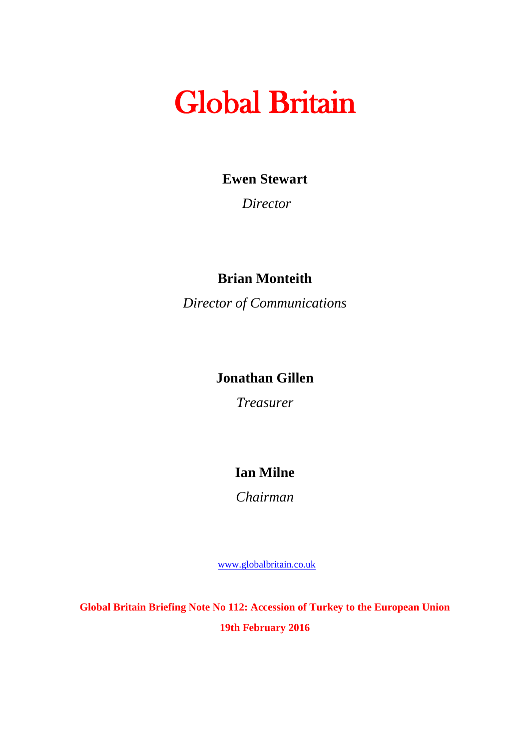# Global Britain

**Ewen Stewart**

*Director*

**Brian Monteith**

*Director of Communications*

**Jonathan Gillen**

*Treasurer*

**Ian Milne**

*Chairman*

www.globalbritain.co.uk

**Global Britain Briefing Note No 112: Accession of Turkey to the European Union**

**19th February 2016**